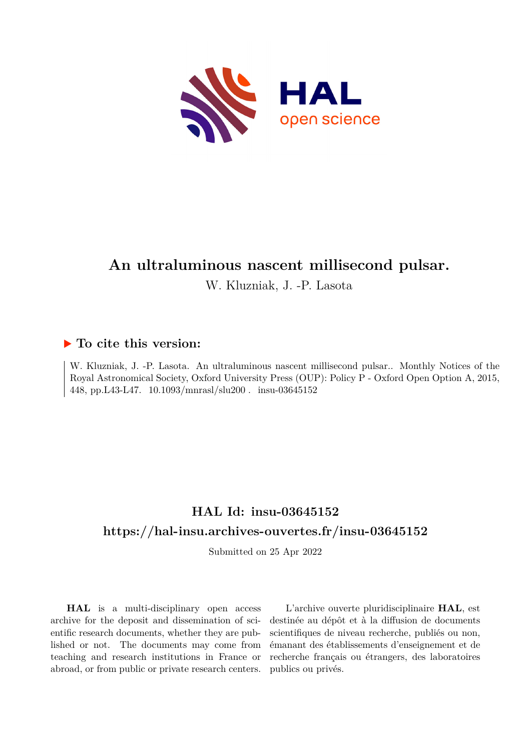# An ultraluminous nascent millisecond pulsar.

W. Kluzniak, J. -P. Lasota

### ▶ To cite this version:

W. Kluzniak, J. -P. Lasota. An ultraluminous nascent millisecond pulsar.. Monthly Notices of the Royal Astronomical Society, Oxford University Press (OUP): Policy P - Oxford Open Option A, 2015, 448, pp.L43-L47. 10.1093/mnrasl/slu200 . insu-03645152

## HAL Id: insu-03645152

## https://hal-insu.archives-ouvertes.fr/insu-03645152

Submitted on 25 Apr 2022

**HAL** is a multi-disciplinary open access archive for the deposit and dissemination of scientific research documents, whether they are published or not. The documents may come from teaching and research institutions in France or abroad, or from public or private research centers.

L'archive ouverte pluridisciplinaire **HAL**, est destinée au dépôt et à la diffusion de documents scientifiques de niveau recherche, publiés ou non, émanant des établissements d'enseignement et de recherche français ou étrangers, des laboratoires publics ou privés.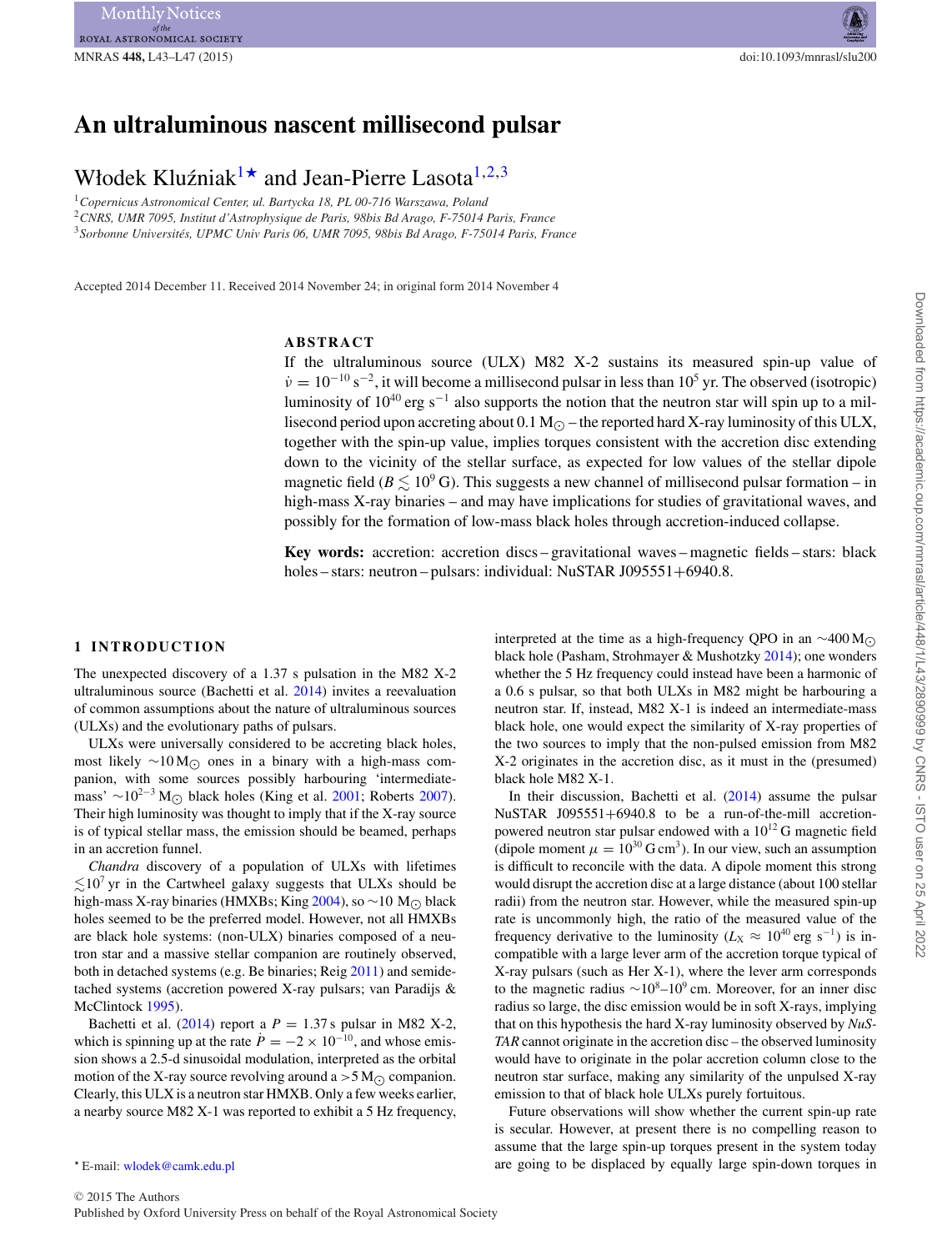# An ultraluminous nascent millisecond pulsar

Włodek Kluźniak[1]★ and Jean-Pierre Lasota[1,2,3]

[1]Copernicus Astronomical Center, ul. Bartycka 18, PL 00-716 Warszawa, Poland
[2]CNRS, UMR 7095, Institut d'Astrophysique de Paris, 98bis Bd Arago, F-75014 Paris, France
[3]Sorbonne Universités, UPMC Univ Paris 06, UMR 7095, 98bis Bd Arago, F-75014 Paris, France

Accepted 2014 December 11. Received 2014 November 24; in original form 2014 November 4

## ABSTRACT

If the ultraluminous source (ULX) M82 X-2 sustains its measured spin-up value of $\dot{\nu} = 10^{-10}\,\mathrm{s}^{-2}$, it will become a millisecond pulsar in less than $10^5$ yr. The observed (isotropic) luminosity of $10^{40}\,\mathrm{erg\,s}^{-1}$ also supports the notion that the neutron star will spin up to a millisecond period upon accreting about 0.1 $\mathrm{M}_{\odot}$ – the reported hard X-ray luminosity of this ULX, together with the spin-up value, implies torques consistent with the accretion disc extending down to the vicinity of the stellar surface, as expected for low values of the stellar dipole magnetic field ($B \lesssim 10^9$ G). This suggests a new channel of millisecond pulsar formation – in high-mass X-ray binaries – and may have implications for studies of gravitational waves, and possibly for the formation of low-mass black holes through accretion-induced collapse.

**Key words:** accretion: accretion discs – gravitational waves – magnetic fields – stars: black holes – stars: neutron – pulsars: individual: NuSTAR J095551+6940.8.

## 1 INTRODUCTION

The unexpected discovery of a 1.37 s pulsation in the M82 X-2 ultraluminous source (Bachetti et al. 2014) invites a reevaluation of common assumptions about the nature of ultraluminous sources (ULXs) and the evolutionary paths of pulsars.

ULXs were universally considered to be accreting black holes, most likely $\sim 10\,\mathrm{M}_{\odot}$ ones in a binary with a high-mass companion, with some sources possibly harbouring 'intermediate-mass' $\sim 10^{2-3}\,\mathrm{M}_{\odot}$ black holes (King et al. 2001; Roberts 2007). Their high luminosity was thought to imply that if the X-ray source is of typical stellar mass, the emission should be beamed, perhaps in an accretion funnel.

*Chandra* discovery of a population of ULXs with lifetimes $\lesssim 10^7$ yr in the Cartwheel galaxy suggests that ULXs should be high-mass X-ray binaries (HMXBs; King 2004), so $\sim 10\,\mathrm{M}_{\odot}$ black holes seemed to be the preferred model. However, not all HMXBs are black hole systems: (non-ULX) binaries composed of a neutron star and a massive stellar companion are routinely observed, both in detached systems (e.g. Be binaries; Reig 2011) and semidetached systems (accretion powered X-ray pulsars; van Paradijs & McClintock 1995).

Bachetti et al. (2014) report a $P = 1.37$ s pulsar in M82 X-2, which is spinning up at the rate $\dot{P} = -2 \times 10^{-10}$, and whose emission shows a 2.5-d sinusoidal modulation, interpreted as the orbital motion of the X-ray source revolving around a $>5\,\mathrm{M}_{\odot}$ companion. Clearly, this ULX is a neutron star HMXB. Only a few weeks earlier, a nearby source M82 X-1 was reported to exhibit a 5 Hz frequency, interpreted at the time as a high-frequency QPO in an $\sim 400\,\mathrm{M}_{\odot}$ black hole (Pasham, Strohmayer & Mushotzky 2014); one wonders whether the 5 Hz frequency could instead have been a harmonic of a 0.6 s pulsar, so that both ULXs in M82 might be harbouring a neutron star. If, instead, M82 X-1 is indeed an intermediate-mass black hole, one would expect the similarity of X-ray properties of the two sources to imply that the non-pulsed emission from M82 X-2 originates in the accretion disc, as it must in the (presumed) black hole M82 X-1.

In their discussion, Bachetti et al. (2014) assume the pulsar NuSTAR J095551+6940.8 to be a run-of-the-mill accretion-powered neutron star pulsar endowed with a $10^{12}$ G magnetic field (dipole moment $\mu = 10^{30}\,\mathrm{G\,cm}^3$). In our view, such an assumption is difficult to reconcile with the data. A dipole moment this strong would disrupt the accretion disc at a large distance (about 100 stellar radii) from the neutron star. However, while the measured spin-up rate is uncommonly high, the ratio of the measured value of the frequency derivative to the luminosity ($L_{\mathrm{X}} \approx 10^{40}\,\mathrm{erg\,s}^{-1}$) is incompatible with a large lever arm of the accretion torque typical of X-ray pulsars (such as Her X-1), where the lever arm corresponds to the magnetic radius $\sim 10^8$–$10^9$ cm. Moreover, for an inner disc radius so large, the disc emission would be in soft X-rays, implying that on this hypothesis the hard X-ray luminosity observed by *NuSTAR* cannot originate in the accretion disc – the observed luminosity would have to originate in the polar accretion column close to the neutron star surface, making any similarity of the unpulsed X-ray emission to that of black hole ULXs purely fortuitous.

Future observations will show whether the current spin-up rate is secular. However, at present there is no compelling reason to assume that the large spin-up torques present in the system today are going to be displaced by equally large spin-down torques in

★ E-mail: wlodek@camk.edu.pl

© 2015 The Authors
Published by Oxford University Press on behalf of the Royal Astronomical Society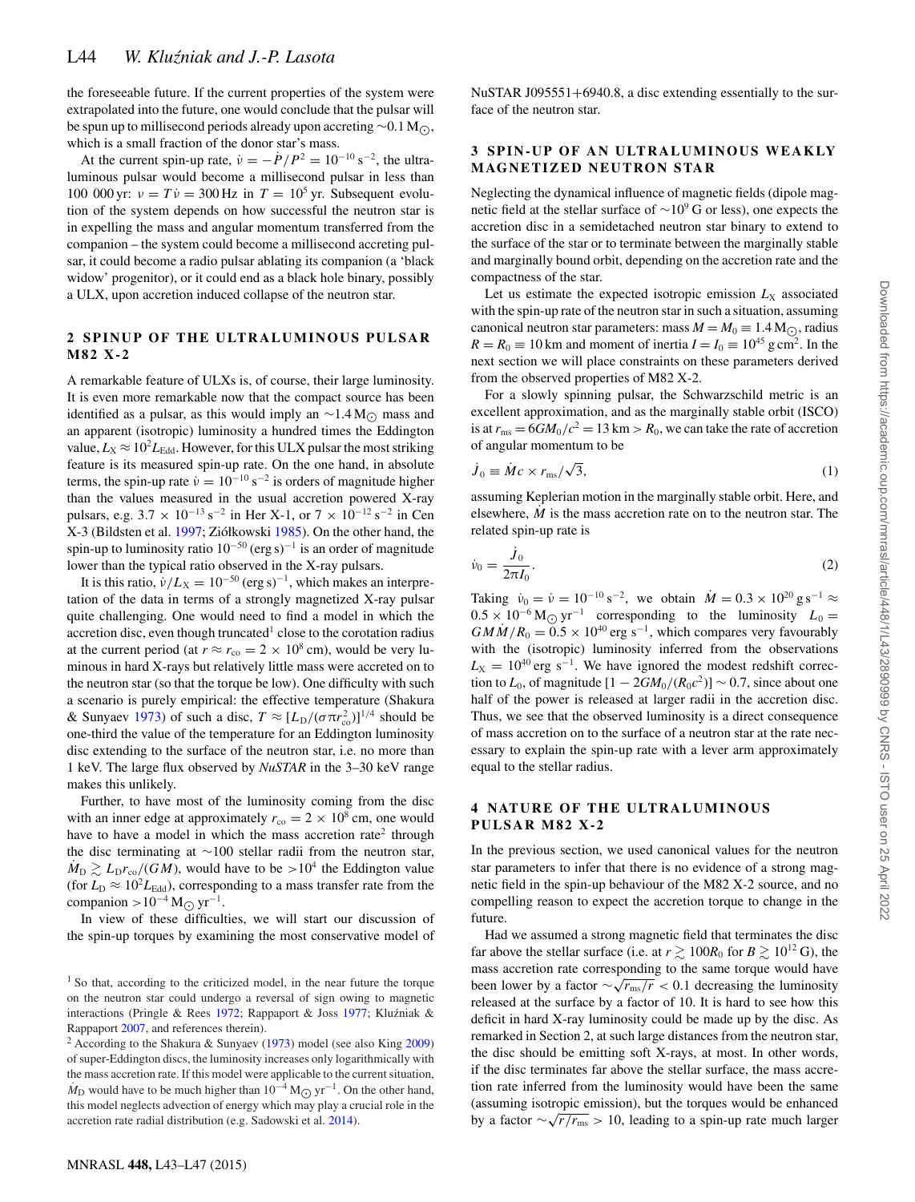the foreseeable future. If the current properties of the system were extrapolated into the future, one would conclude that the pulsar will be spun up to millisecond periods already upon accreting $\sim 0.1\,\mathrm{M}_{\odot}$, which is a small fraction of the donor star's mass.

At the current spin-up rate, $\dot{\nu} = -\dot{P}/P^2 = 10^{-10}\,\mathrm{s}^{-2}$, the ultraluminous pulsar would become a millisecond pulsar in less than 100 000 yr: $\nu = T\dot{\nu} = 300\,\mathrm{Hz}$ in $T = 10^5$ yr. Subsequent evolution of the system depends on how successful the neutron star is in expelling the mass and angular momentum transferred from the companion – the system could become a millisecond accreting pulsar, it could become a radio pulsar ablating its companion (a 'black widow' progenitor), or it could end as a black hole binary, possibly a ULX, upon accretion induced collapse of the neutron star.

## 2 SPINUP OF THE ULTRALUMINOUS PULSAR M82 X-2

A remarkable feature of ULXs is, of course, their large luminosity. It is even more remarkable now that the compact source has been identified as a pulsar, as this would imply an $\sim 1.4\,\mathrm{M}_{\odot}$ mass and an apparent (isotropic) luminosity a hundred times the Eddington value, $L_{\mathrm{X}} \approx 10^2 L_{\mathrm{Edd}}$. However, for this ULX pulsar the most striking feature is its measured spin-up rate. On the one hand, in absolute terms, the spin-up rate $\dot{\nu} = 10^{-10}\,\mathrm{s}^{-2}$ is orders of magnitude higher than the values measured in the usual accretion powered X-ray pulsars, e.g. $3.7 \times 10^{-13}\,\mathrm{s}^{-2}$ in Her X-1, or $7 \times 10^{-12}\,\mathrm{s}^{-2}$ in Cen X-3 (Bildsten et al. 1997; Ziółkowski 1985). On the other hand, the spin-up to luminosity ratio $10^{-50}\,(\mathrm{erg\,s})^{-1}$ is an order of magnitude lower than the typical ratio observed in the X-ray pulsars.

It is this ratio, $\dot{\nu}/L_{\mathrm{X}} = 10^{-50}\,(\mathrm{erg\,s})^{-1}$, which makes an interpretation of the data in terms of a strongly magnetized X-ray pulsar quite challenging. One would need to find a model in which the accretion disc, even though truncated[1] close to the corotation radius at the current period (at $r \approx r_{\mathrm{co}} = 2 \times 10^8$ cm), would be very luminous in hard X-rays but relatively little mass were accreted on to the neutron star (so that the torque be low). One difficulty with such a scenario is purely empirical: the effective temperature (Shakura & Sunyaev 1973) of such a disc, $T \approx [L_{\mathrm{D}}/(\sigma \pi r_{\mathrm{co}}^2)]^{1/4}$ should be one-third the value of the temperature for an Eddington luminosity disc extending to the surface of the neutron star, i.e. no more than 1 keV. The large flux observed by *NuSTAR* in the 3–30 keV range makes this unlikely.

Further, to have most of the luminosity coming from the disc with an inner edge at approximately $r_{\mathrm{co}} = 2 \times 10^8$ cm, one would have to have a model in which the mass accretion rate[2] through the disc terminating at $\sim$100 stellar radii from the neutron star, $\dot{M}_{\mathrm{D}} \gtrsim L_{\mathrm{D}} r_{\mathrm{co}}/(GM)$, would have to be $>10^4$ the Eddington value (for $L_{\mathrm{D}} \approx 10^2 L_{\mathrm{Edd}}$), corresponding to a mass transfer rate from the companion $>10^{-4}\,\mathrm{M}_{\odot}\,\mathrm{yr}^{-1}$.

In view of these difficulties, we will start our discussion of the spin-up torques by examining the most conservative model of NuSTAR J095551+6940.8, a disc extending essentially to the surface of the neutron star.

## 3 SPIN-UP OF AN ULTRALUMINOUS WEAKLY MAGNETIZED NEUTRON STAR

Neglecting the dynamical influence of magnetic fields (dipole magnetic field at the stellar surface of $\sim 10^9$ G or less), one expects the accretion disc in a semidetached neutron star binary to extend to the surface of the star or to terminate between the marginally stable and marginally bound orbit, depending on the accretion rate and the compactness of the star.

Let us estimate the expected isotropic emission $L_{\mathrm{X}}$ associated with the spin-up rate of the neutron star in such a situation, assuming canonical neutron star parameters: mass $M = M_0 \equiv 1.4\,\mathrm{M}_{\odot}$, radius $R = R_0 \equiv 10$ km and moment of inertia $I = I_0 \equiv 10^{45}\,\mathrm{g\,cm}^2$. In the next section we will place constraints on these parameters derived from the observed properties of M82 X-2.

For a slowly spinning pulsar, the Schwarzschild metric is an excellent approximation, and as the marginally stable orbit (ISCO) is at $r_{\mathrm{ms}} = 6GM_0/c^2 = 13\,\mathrm{km} > R_0$, we can take the rate of accretion of angular momentum to be

$$\dot{J}_0 \equiv \dot{M}c \times r_{\mathrm{ms}}/\sqrt{3}, \tag{1}$$

assuming Keplerian motion in the marginally stable orbit. Here, and elsewhere, $\dot{M}$ is the mass accretion rate on to the neutron star. The related spin-up rate is

$$\dot{\nu}_0 = \frac{\dot{J}_0}{2\pi I_0}. \tag{2}$$

Taking $\dot{\nu}_0 = \dot{\nu} = 10^{-10}\,\mathrm{s}^{-2}$, we obtain $\dot{M} = 0.3 \times 10^{20}\,\mathrm{g\,s}^{-1} \approx 0.5 \times 10^{-6}\,\mathrm{M}_{\odot}\,\mathrm{yr}^{-1}$ corresponding to the luminosity $L_0 = GM\dot{M}/R_0 = 0.5 \times 10^{40}\,\mathrm{erg\,s}^{-1}$, which compares very favourably with the (isotropic) luminosity inferred from the observations $L_{\mathrm{X}} = 10^{40}\,\mathrm{erg\,s}^{-1}$. We have ignored the modest redshift correction to $L_0$, of magnitude $[1 - 2GM_0/(R_0c^2)] \sim 0.7$, since about one half of the power is released at larger radii in the accretion disc. Thus, we see that the observed luminosity is a direct consequence of mass accretion on to the surface of a neutron star at the rate necessary to explain the spin-up rate with a lever arm approximately equal to the stellar radius.

## 4 NATURE OF THE ULTRALUMINOUS PULSAR M82 X-2

In the previous section, we used canonical values for the neutron star parameters to infer that there is no evidence of a strong magnetic field in the spin-up behaviour of the M82 X-2 source, and no compelling reason to expect the accretion torque to change in the future.

Had we assumed a strong magnetic field that terminates the disc far above the stellar surface (i.e. at $r \gtrsim 100R_0$ for $B \gtrsim 10^{12}$ G), the mass accretion rate corresponding to the same torque would have been lower by a factor $\sim\sqrt{r_{\mathrm{ms}}/r} < 0.1$ decreasing the luminosity released at the surface by a factor of 10. It is hard to see how this deficit in hard X-ray luminosity could be made up by the disc. As remarked in Section 2, at such large distances from the neutron star, the disc should be emitting soft X-rays, at most. In other words, if the disc terminates far above the stellar surface, the mass accretion rate inferred from the luminosity would have been the same (assuming isotropic emission), but the torques would be enhanced by a factor $\sim\sqrt{r/r_{\mathrm{ms}}} > 10$, leading to a spin-up rate much larger

[1] So that, according to the criticized model, in the near future the torque on the neutron star could undergo a reversal of sign owing to magnetic interactions (Pringle & Rees 1972; Rappaport & Joss 1977; Kluźniak & Rappaport 2007, and references therein).

[2] According to the Shakura & Sunyaev (1973) model (see also King 2009) of super-Eddington discs, the luminosity increases only logarithmically with the mass accretion rate. If this model were applicable to the current situation, $\dot{M}_{\mathrm{D}}$ would have to be much higher than $10^{-4}\,\mathrm{M}_{\odot}\,\mathrm{yr}^{-1}$. On the other hand, this model neglects advection of energy which may play a crucial role in the accretion rate radial distribution (e.g. Sadowski et al. 2014).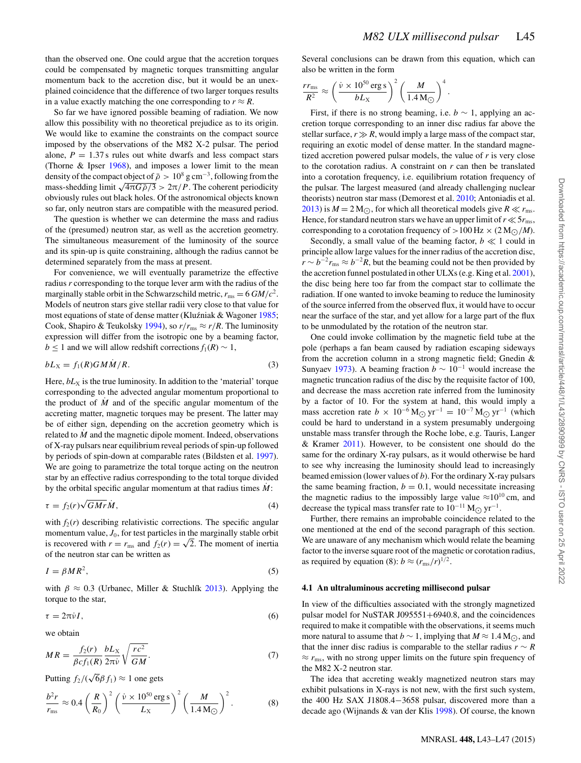than the observed one. One could argue that the accretion torques could be compensated by magnetic torques transmitting angular momentum back to the accretion disc, but it would be an unexplained coincidence that the difference of two larger torques results in a value exactly matching the one corresponding to $r \approx R$.

So far we have ignored possible beaming of radiation. We now allow this possibility with no theoretical prejudice as to its origin. We would like to examine the constraints on the compact source imposed by the observations of the M82 X-2 pulsar. The period alone, $P = 1.37$ s rules out white dwarfs and less compact stars (Thorne & Ipser 1968), and imposes a lower limit to the mean density of the compact object of $\bar{\rho} > 10^8\,\mathrm{g\,cm^{-3}}$, following from the mass-shedding limit $\sqrt{4\pi G\bar{\rho}/3} > 2\pi/P$. The coherent periodicity obviously rules out black holes. Of the astronomical objects known so far, only neutron stars are compatible with the measured period.

The question is whether we can determine the mass and radius of the (presumed) neutron star, as well as the accretion geometry. The simultaneous measurement of the luminosity of the source and its spin-up is quite constraining, although the radius cannot be determined separately from the mass at present.

For convenience, we will eventually parametrize the effective radius $r$ corresponding to the torque lever arm with the radius of the marginally stable orbit in the Schwarzschild metric, $r_{\mathrm{ms}} = 6\,GM/c^2$. Models of neutron stars give stellar radii very close to that value for most equations of state of dense matter (Kluźniak & Wagoner 1985; Cook, Shapiro & Teukolsky 1994), so $r/r_{\mathrm{ms}} \approx r/R$. The luminosity expression will differ from the isotropic one by a beaming factor, $b \le 1$ and we will allow redshift corrections $f_1(R) \sim 1$,

$$bL_{\mathrm{X}} = f_1(R) GM\dot{M}/R. \tag{3}$$

Here, $bL_{\mathrm{X}}$ is the true luminosity. In addition to the 'material' torque corresponding to the advected angular momentum proportional to the product of $\dot{M}$ and of the specific angular momentum of the accreting matter, magnetic torques may be present. The latter may be of either sign, depending on the accretion geometry which is related to $\dot{M}$ and the magnetic dipole moment. Indeed, observations of X-ray pulsars near equilibrium reveal periods of spin-up followed by periods of spin-down at comparable rates (Bildsten et al. 1997). We are going to parametrize the total torque acting on the neutron star by an effective radius corresponding to the total torque divided by the orbital specific angular momentum at that radius times $\dot{M}$:

$$\tau = f_2(r)\sqrt{GMr}\dot{M}, \tag{4}$$

with $f_2(r)$ describing relativistic corrections. The specific angular momentum value, $J_0$, for test particles in the marginally stable orbit is recovered with $r = r_{\mathrm{ms}}$ and $f_2(r) = \sqrt{2}$. The moment of inertia of the neutron star can be written as

$$I = \beta M R^2, \tag{5}$$

with $\beta \approx 0.3$ (Urbanec, Miller & Stuchlík 2013). Applying the torque to the star,

$$\tau = 2\pi\dot{\nu} I, \tag{6}$$

we obtain

$$MR = \frac{f_2(r)}{\beta c f_1(R)} \frac{bL_{\mathrm{X}}}{2\pi\dot{\nu}} \sqrt{\frac{rc^2}{GM}}. \tag{7}$$

Putting $f_2/(\sqrt{6}\beta f_1) \approx 1$ one gets

$$\frac{b^2 r}{r_{\mathrm{ms}}} \approx 0.4 \left(\frac{R}{R_0}\right)^2 \left(\frac{\dot{\nu} \times 10^{50}\,\mathrm{erg\,s}}{L_{\mathrm{X}}}\right)^2 \left(\frac{M}{1.4\,\mathrm{M}_{\odot}}\right)^2. \tag{8}$$

Several conclusions can be drawn from this equation, which can also be written in the form

$$\frac{r r_{\mathrm{ms}}}{R^2} \approx \left(\frac{\dot{\nu} \times 10^{50}\,\mathrm{erg\,s}}{bL_{\mathrm{X}}}\right)^2 \left(\frac{M}{1.4\,\mathrm{M}_{\odot}}\right)^4.$$

First, if there is no strong beaming, i.e. $b \sim 1$, applying an accretion torque corresponding to an inner disc radius far above the stellar surface, $r \gg R$, would imply a large mass of the compact star, requiring an exotic model of dense matter. In the standard magnetized accretion powered pulsar models, the value of $r$ is very close to the corotation radius. A constraint on $r$ can then be translated into a corotation frequency, i.e. equilibrium rotation frequency of the pulsar. The largest measured (and already challenging nuclear theorists) neutron star mass (Demorest et al. 2010; Antoniadis et al. 2013) is $M = 2\,\mathrm{M}_{\odot}$, for which all theoretical models give $R \ll r_{\mathrm{ms}}$. Hence, for standard neutron stars we have an upper limit of $r \ll 5r_{\mathrm{ms}}$, corresponding to a corotation frequency of $>100\,\mathrm{Hz} \times (2\,\mathrm{M}_{\odot}/M)$.

Secondly, a small value of the beaming factor, $b \ll 1$ could in principle allow large values for the inner radius of the accretion disc, $r \sim b^{-2} r_{\mathrm{ms}} \approx b^{-2} R$, but the beaming could not be then provided by the accretion funnel postulated in other ULXs (e.g. King et al. 2001), the disc being here too far from the compact star to collimate the radiation. If one wanted to invoke beaming to reduce the luminosity of the source inferred from the observed flux, it would have to occur near the surface of the star, and yet allow for a large part of the flux to be unmodulated by the rotation of the neutron star.

One could invoke collimation by the magnetic field tube at the pole (perhaps a fan beam caused by radiation escaping sideways from the accretion column in a strong magnetic field; Gnedin & Sunyaev 1973). A beaming fraction $b \sim 10^{-1}$ would increase the magnetic truncation radius of the disc by the requisite factor of 100, and decrease the mass accretion rate inferred from the luminosity by a factor of 10. For the system at hand, this would imply a mass accretion rate $b \times 10^{-6}\,\mathrm{M}_{\odot}\,\mathrm{yr}^{-1} = 10^{-7}\,\mathrm{M}_{\odot}\,\mathrm{yr}^{-1}$ (which could be hard to understand in a system presumably undergoing unstable mass transfer through the Roche lobe, e.g. Tauris, Langer & Kramer 2011). However, to be consistent one should do the same for the ordinary X-ray pulsars, as it would otherwise be hard to see why increasing the luminosity should lead to increasingly beamed emission (lower values of $b$). For the ordinary X-ray pulsars the same beaming fraction, $b = 0.1$, would necessitate increasing the magnetic radius to the impossibly large value $\approx 10^{10}$ cm, and decrease the typical mass transfer rate to $10^{-11}\,\mathrm{M}_{\odot}\,\mathrm{yr}^{-1}$.

Further, there remains an improbable coincidence related to the one mentioned at the end of the second paragraph of this section. We are unaware of any mechanism which would relate the beaming factor to the inverse square root of the magnetic or corotation radius, as required by equation (8): $b \approx (r_{\mathrm{ms}}/r)^{1/2}$.

### 4.1 An ultraluminous accreting millisecond pulsar

In view of the difficulties associated with the strongly magnetized pulsar model for NuSTAR J095551+6940.8, and the coincidences required to make it compatible with the observations, it seems much more natural to assume that $b \sim 1$, implying that $M \approx 1.4\,\mathrm{M}_{\odot}$, and that the inner disc radius is comparable to the stellar radius $r \sim R \approx r_{\mathrm{ms}}$, with no strong upper limits on the future spin frequency of the M82 X-2 neutron star.

The idea that accreting weakly magnetized neutron stars may exhibit pulsations in X-rays is not new, with the first such system, the 400 Hz SAX J1808.4−3658 pulsar, discovered more than a decade ago (Wijnands & van der Klis 1998). Of course, the known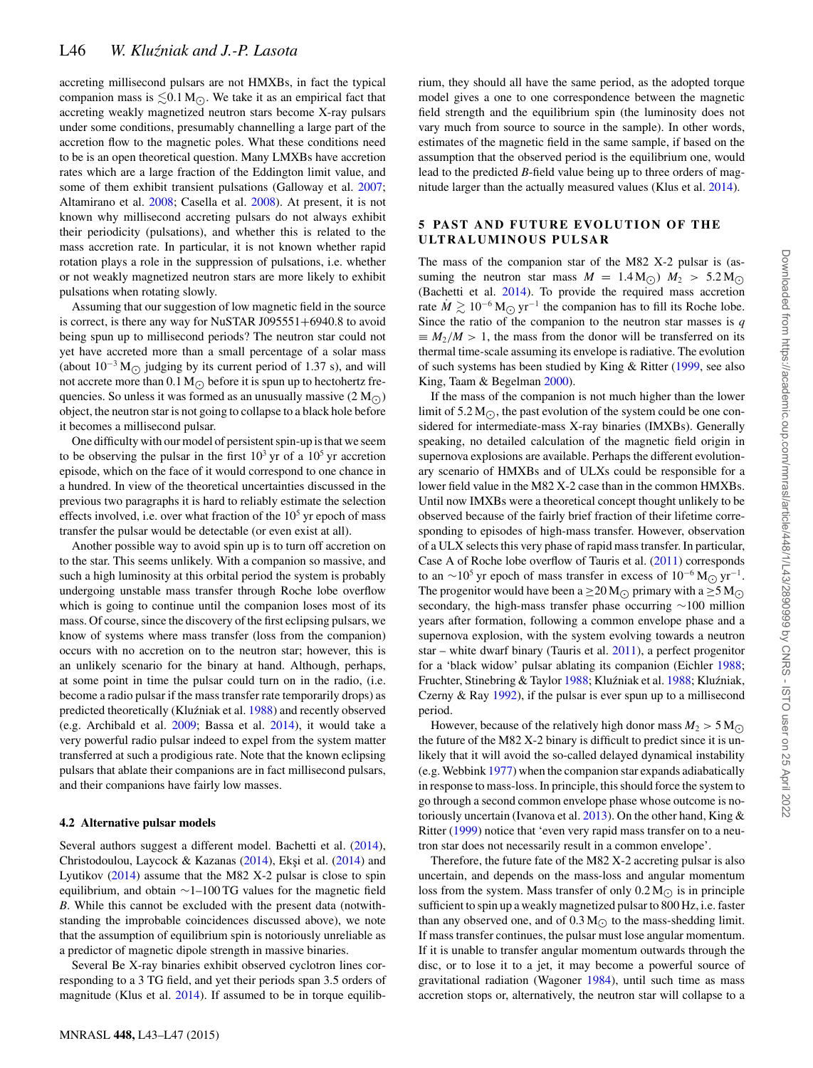accreting millisecond pulsars are not HMXBs, in fact the typical companion mass is $\lesssim 0.1\,\mathrm{M}_\odot$. We take it as an empirical fact that accreting weakly magnetized neutron stars become X-ray pulsars under some conditions, presumably channelling a large part of the accretion flow to the magnetic poles. What these conditions need to be is an open theoretical question. Many LMXBs have accretion rates which are a large fraction of the Eddington limit value, and some of them exhibit transient pulsations (Galloway et al. 2007; Altamirano et al. 2008; Casella et al. 2008). At present, it is not known why millisecond accreting pulsars do not always exhibit their periodicity (pulsations), and whether this is related to the mass accretion rate. In particular, it is not known whether rapid rotation plays a role in the suppression of pulsations, i.e. whether or not weakly magnetized neutron stars are more likely to exhibit pulsations when rotating slowly.

Assuming that our suggestion of low magnetic field in the source is correct, is there any way for NuSTAR J095551+6940.8 to avoid being spun up to millisecond periods? The neutron star could not yet have accreted more than a small percentage of a solar mass (about $10^{-3}\,\mathrm{M}_\odot$ judging by its current period of 1.37 s), and will not accrete more than $0.1\,\mathrm{M}_\odot$ before it is spun up to hectohertz frequencies. So unless it was formed as an unusually massive ($2\,\mathrm{M}_\odot$) object, the neutron star is not going to collapse to a black hole before it becomes a millisecond pulsar.

One difficulty with our model of persistent spin-up is that we seem to be observing the pulsar in the first $10^3$ yr of a $10^5$ yr accretion episode, which on the face of it would correspond to one chance in a hundred. In view of the theoretical uncertainties discussed in the previous two paragraphs it is hard to reliably estimate the selection effects involved, i.e. over what fraction of the $10^5$ yr epoch of mass transfer the pulsar would be detectable (or even exist at all).

Another possible way to avoid spin up is to turn off accretion on to the star. This seems unlikely. With a companion so massive, and such a high luminosity at this orbital period the system is probably undergoing unstable mass transfer through Roche lobe overflow which is going to continue until the companion loses most of its mass. Of course, since the discovery of the first eclipsing pulsars, we know of systems where mass transfer (loss from the companion) occurs with no accretion on to the neutron star; however, this is an unlikely scenario for the binary at hand. Although, perhaps, at some point in time the pulsar could turn on in the radio, (i.e. become a radio pulsar if the mass transfer rate temporarily drops) as predicted theoretically (Kluźniak et al. 1988) and recently observed (e.g. Archibald et al. 2009; Bassa et al. 2014), it would take a very powerful radio pulsar indeed to expel from the system matter transferred at such a prodigious rate. Note that the known eclipsing pulsars that ablate their companions are in fact millisecond pulsars, and their companions have fairly low masses.

### 4.2 Alternative pulsar models

Several authors suggest a different model. Bachetti et al. (2014), Christodoulou, Laycock & Kazanas (2014), Ekşi et al. (2014) and Lyutikov (2014) assume that the M82 X-2 pulsar is close to spin equilibrium, and obtain ~1–100 TG values for the magnetic field $B$. While this cannot be excluded with the present data (notwithstanding the improbable coincidences discussed above), we note that the assumption of equilibrium spin is notoriously unreliable as a predictor of magnetic dipole strength in massive binaries.

Several Be X-ray binaries exhibit observed cyclotron lines corresponding to a 3 TG field, and yet their periods span 3.5 orders of magnitude (Klus et al. 2014). If assumed to be in torque equilibrium, they should all have the same period, as the adopted torque model gives a one to one correspondence between the magnetic field strength and the equilibrium spin (the luminosity does not vary much from source to source in the sample). In other words, estimates of the magnetic field in the same sample, if based on the assumption that the observed period is the equilibrium one, would lead to the predicted $B$-field value being up to three orders of magnitude larger than the actually measured values (Klus et al. 2014).

## 5 PAST AND FUTURE EVOLUTION OF THE ULTRALUMINOUS PULSAR

The mass of the companion star of the M82 X-2 pulsar is (assuming the neutron star mass $M = 1.4\,\mathrm{M}_\odot$) $M_2 > 5.2\,\mathrm{M}_\odot$ (Bachetti et al. 2014). To provide the required mass accretion rate $\dot{M} \gtrsim 10^{-6}\,\mathrm{M}_\odot\,\mathrm{yr}^{-1}$ the companion has to fill its Roche lobe. Since the ratio of the companion to the neutron star masses is $q \equiv M_2/M > 1$, the mass from the donor will be transferred on its thermal time-scale assuming its envelope is radiative. The evolution of such systems has been studied by King & Ritter (1999, see also King, Taam & Begelman 2000).

If the mass of the companion is not much higher than the lower limit of $5.2\,\mathrm{M}_\odot$, the past evolution of the system could be one considered for intermediate-mass X-ray binaries (IMXBs). Generally speaking, no detailed calculation of the magnetic field origin in supernova explosions are available. Perhaps the different evolutionary scenario of HMXBs and of ULXs could be responsible for a lower field value in the M82 X-2 case than in the common HMXBs. Until now IMXBs were a theoretical concept thought unlikely to be observed because of the fairly brief fraction of their lifetime corresponding to episodes of high-mass transfer. However, observation of a ULX selects this very phase of rapid mass transfer. In particular, Case A of Roche lobe overflow of Tauris et al. (2011) corresponds to an ~$10^5$ yr epoch of mass transfer in excess of $10^{-6}\,\mathrm{M}_\odot\,\mathrm{yr}^{-1}$. The progenitor would have been a $\gtrsim 20\,\mathrm{M}_\odot$ primary with a $\gtrsim 5\,\mathrm{M}_\odot$ secondary, the high-mass transfer phase occurring ~100 million years after formation, following a common envelope phase and a supernova explosion, with the system evolving towards a neutron star – white dwarf binary (Tauris et al. 2011), a perfect progenitor for a 'black widow' pulsar ablating its companion (Eichler 1988; Fruchter, Stinebring & Taylor 1988; Kluźniak et al. 1988; Kluźniak, Czerny & Ray 1992), if the pulsar is ever spun up to a millisecond period.

However, because of the relatively high donor mass $M_2 > 5\,\mathrm{M}_\odot$ the future of the M82 X-2 binary is difficult to predict since it is unlikely that it will avoid the so-called delayed dynamical instability (e.g. Webbink 1977) when the companion star expands adiabatically in response to mass-loss. In principle, this should force the system to go through a second common envelope phase whose outcome is notoriously uncertain (Ivanova et al. 2013). On the other hand, King & Ritter (1999) notice that 'even very rapid mass transfer on to a neutron star does not necessarily result in a common envelope'.

Therefore, the future fate of the M82 X-2 accreting pulsar is also uncertain, and depends on the mass-loss and angular momentum loss from the system. Mass transfer of only $0.2\,\mathrm{M}_\odot$ is in principle sufficient to spin up a weakly magnetized pulsar to 800 Hz, i.e. faster than any observed one, and of $0.3\,\mathrm{M}_\odot$ to the mass-shedding limit. If mass transfer continues, the pulsar must lose angular momentum. If it is unable to transfer angular momentum outwards through the disc, or to lose it to a jet, it may become a powerful source of gravitational radiation (Wagoner 1984), until such time as mass accretion stops or, alternatively, the neutron star will collapse to a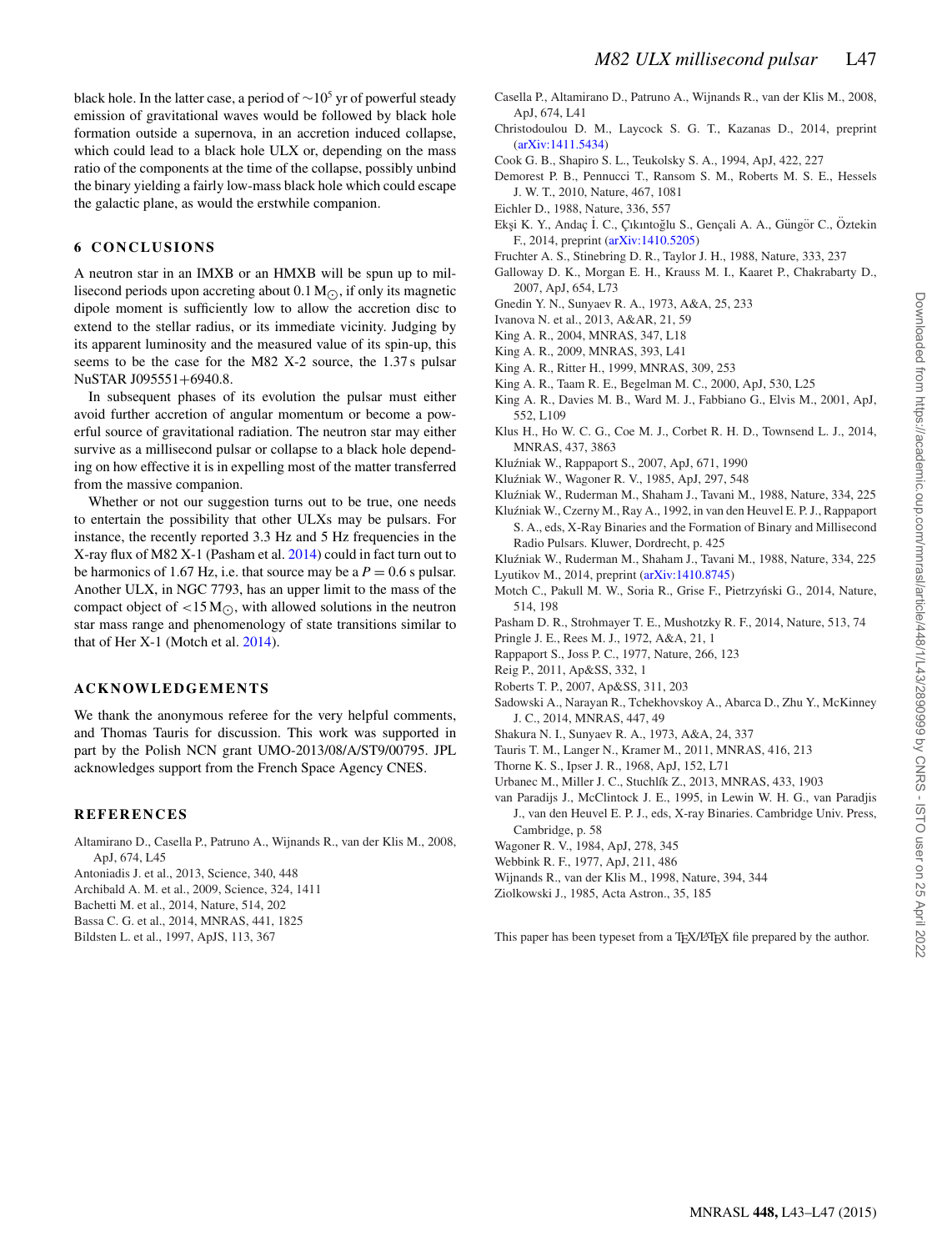black hole. In the latter case, a period of $\sim 10^5$ yr of powerful steady emission of gravitational waves would be followed by black hole formation outside a supernova, in an accretion induced collapse, which could lead to a black hole ULX or, depending on the mass ratio of the components at the time of the collapse, possibly unbind the binary yielding a fairly low-mass black hole which could escape the galactic plane, as would the erstwhile companion.

## 6 CONCLUSIONS

A neutron star in an IMXB or an HMXB will be spun up to millisecond periods upon accreting about 0.1 $M_{\odot}$, if only its magnetic dipole moment is sufficiently low to allow the accretion disc to extend to the stellar radius, or its immediate vicinity. Judging by its apparent luminosity and the measured value of its spin-up, this seems to be the case for the M82 X-2 source, the 1.37 s pulsar NuSTAR J095551+6940.8.

In subsequent phases of its evolution the pulsar must either avoid further accretion of angular momentum or become a powerful source of gravitational radiation. The neutron star may either survive as a millisecond pulsar or collapse to a black hole depending on how effective it is in expelling most of the matter transferred from the massive companion.

Whether or not our suggestion turns out to be true, one needs to entertain the possibility that other ULXs may be pulsars. For instance, the recently reported 3.3 Hz and 5 Hz frequencies in the X-ray flux of M82 X-1 (Pasham et al. 2014) could in fact turn out to be harmonics of 1.67 Hz, i.e. that source may be a $P = 0.6$ s pulsar. Another ULX, in NGC 7793, has an upper limit to the mass of the compact object of $<15\,M_{\odot}$, with allowed solutions in the neutron star mass range and phenomenology of state transitions similar to that of Her X-1 (Motch et al. 2014).

## ACKNOWLEDGEMENTS

We thank the anonymous referee for the very helpful comments, and Thomas Tauris for discussion. This work was supported in part by the Polish NCN grant UMO-2013/08/A/ST9/00795. JPL acknowledges support from the French Space Agency CNES.

## REFERENCES

Altamirano D., Casella P., Patruno A., Wijnands R., van der Klis M., 2008, ApJ, 674, L45
Antoniadis J. et al., 2013, Science, 340, 448
Archibald A. M. et al., 2009, Science, 324, 1411
Bachetti M. et al., 2014, Nature, 514, 202
Bassa C. G. et al., 2014, MNRAS, 441, 1825
Bildsten L. et al., 1997, ApJS, 113, 367
Casella P., Altamirano D., Patruno A., Wijnands R., van der Klis M., 2008, ApJ, 674, L41
Christodoulou D. M., Laycock S. G. T., Kazanas D., 2014, preprint (arXiv:1411.5434)
Cook G. B., Shapiro S. L., Teukolsky S. A., 1994, ApJ, 422, 227
Demorest P. B., Pennucci T., Ransom S. M., Roberts M. S. E., Hessels J. W. T., 2010, Nature, 467, 1081
Eichler D., 1988, Nature, 336, 557
Ekşi K. Y., Andaç İ. C., Çıkıntoğlu S., Gençali A. A., Güngör C., Öztekin F., 2014, preprint (arXiv:1410.5205)
Fruchter A. S., Stinebring D. R., Taylor J. H., 1988, Nature, 333, 237
Galloway D. K., Morgan E. H., Krauss M. I., Kaaret P., Chakrabarty D., 2007, ApJ, 654, L73
Gnedin Y. N., Sunyaev R. A., 1973, A&A, 25, 233
Ivanova N. et al., 2013, A&AR, 21, 59
King A. R., 2004, MNRAS, 347, L18
King A. R., 2009, MNRAS, 393, L41
King A. R., Ritter H., 1999, MNRAS, 309, 253
King A. R., Taam R. E., Begelman M. C., 2000, ApJ, 530, L25
King A. R., Davies M. B., Ward M. J., Fabbiano G., Elvis M., 2001, ApJ, 552, L109
Klus H., Ho W. C. G., Coe M. J., Corbet R. H. D., Townsend L. J., 2014, MNRAS, 437, 3863
Kluźniak W., Rappaport S., 2007, ApJ, 671, 1990
Kluźniak W., Wagoner R. V., 1985, ApJ, 297, 548
Kluźniak W., Ruderman M., Shaham J., Tavani M., 1988, Nature, 334, 225
Kluźniak W., Czerny M., Ray A., 1992, in van den Heuvel E. P. J., Rappaport S. A., eds, X-Ray Binaries and the Formation of Binary and Millisecond Radio Pulsars. Kluwer, Dordrecht, p. 425
Kluźniak W., Ruderman M., Shaham J., Tavani M., 1988, Nature, 334, 225
Lyutikov M., 2014, preprint (arXiv:1410.8745)
Motch C., Pakull M. W., Soria R., Grise F., Pietrzyński G., 2014, Nature, 514, 198
Pasham D. R., Strohmayer T. E., Mushotzky R. F., 2014, Nature, 513, 74
Pringle J. E., Rees M. J., 1972, A&A, 21, 1
Rappaport S., Joss P. C., 1977, Nature, 266, 123
Reig P., 2011, Ap&SS, 332, 1
Roberts T. P., 2007, Ap&SS, 311, 203
Sadowski A., Narayan R., Tchekhovskoy A., Abarca D., Zhu Y., McKinney J. C., 2014, MNRAS, 447, 49
Shakura N. I., Sunyaev R. A., 1973, A&A, 24, 337
Tauris T. M., Langer N., Kramer M., 2011, MNRAS, 416, 213
Thorne K. S., Ipser J. R., 1968, ApJ, 152, L71
Urbanec M., Miller J. C., Stuchlík Z., 2013, MNRAS, 433, 1903
van Paradijs J., McClintock J. E., 1995, in Lewin W. H. G., van Paradjis J., van den Heuvel E. P. J., eds, X-ray Binaries. Cambridge Univ. Press, Cambridge, p. 58
Wagoner R. V., 1984, ApJ, 278, 345
Webbink R. F., 1977, ApJ, 211, 486
Wijnands R., van der Klis M., 1998, Nature, 394, 344
Ziolkowski J., 1985, Acta Astron., 35, 185

This paper has been typeset from a TEX/LATEX file prepared by the author.